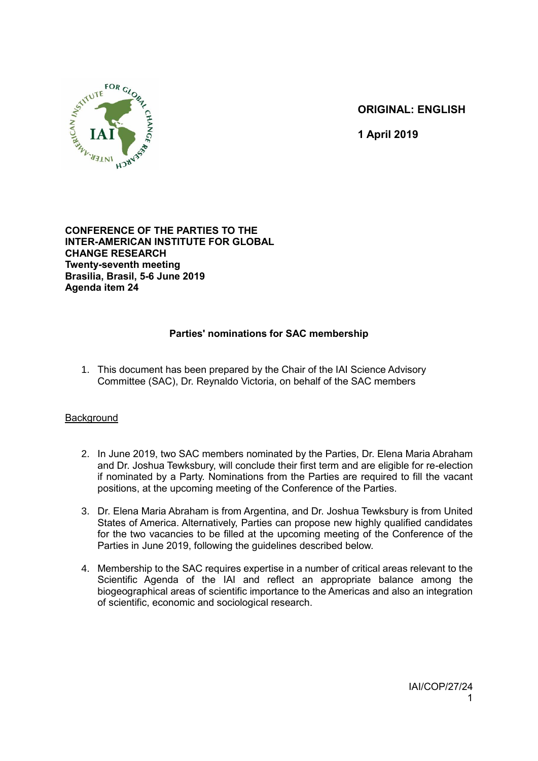**ORIGINAL: ENGLISH**

**1 April 2019**

**CONFERENCE OF THE PARTIES TO THE INTER-AMERICAN INSTITUTE FOR GLOBAL CHANGE RESEARCH**
**Twenty-seventh meeting**
**Brasilia, Brasil, 5-6 June 2019**
**Agenda item 24**

## Parties' nominations for SAC membership

1. This document has been prepared by the Chair of the IAI Science Advisory Committee (SAC), Dr. Reynaldo Victoria, on behalf of the SAC members

<u>Background</u>

2. In June 2019, two SAC members nominated by the Parties, Dr. Elena Maria Abraham and Dr. Joshua Tewksbury, will conclude their first term and are eligible for re-election if nominated by a Party. Nominations from the Parties are required to fill the vacant positions, at the upcoming meeting of the Conference of the Parties.

3. Dr. Elena Maria Abraham is from Argentina, and Dr. Joshua Tewksbury is from United States of America. Alternatively, Parties can propose new highly qualified candidates for the two vacancies to be filled at the upcoming meeting of the Conference of the Parties in June 2019, following the guidelines described below.

4. Membership to the SAC requires expertise in a number of critical areas relevant to the Scientific Agenda of the IAI and reflect an appropriate balance among the biogeographical areas of scientific importance to the Americas and also an integration of scientific, economic and sociological research.

IAI/COP/27/24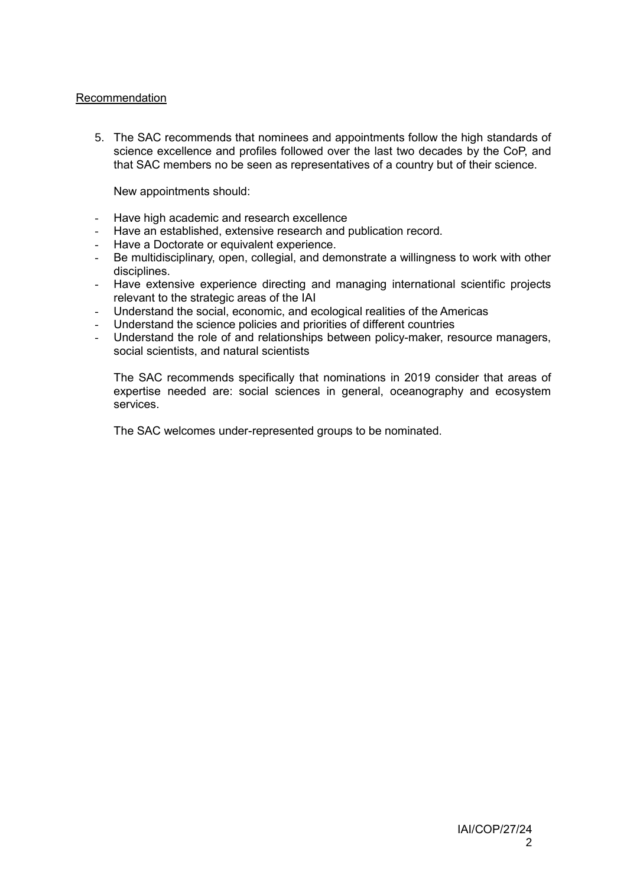Recommendation

5. The SAC recommends that nominees and appointments follow the high standards of science excellence and profiles followed over the last two decades by the CoP, and that SAC members no be seen as representatives of a country but of their science.

   New appointments should:

- Have high academic and research excellence
- Have an established, extensive research and publication record.
- Have a Doctorate or equivalent experience.
- Be multidisciplinary, open, collegial, and demonstrate a willingness to work with other disciplines.
- Have extensive experience directing and managing international scientific projects relevant to the strategic areas of the IAI
- Understand the social, economic, and ecological realities of the Americas
- Understand the science policies and priorities of different countries
- Understand the role of and relationships between policy-maker, resource managers, social scientists, and natural scientists

The SAC recommends specifically that nominations in 2019 consider that areas of expertise needed are: social sciences in general, oceanography and ecosystem services.

The SAC welcomes under-represented groups to be nominated.